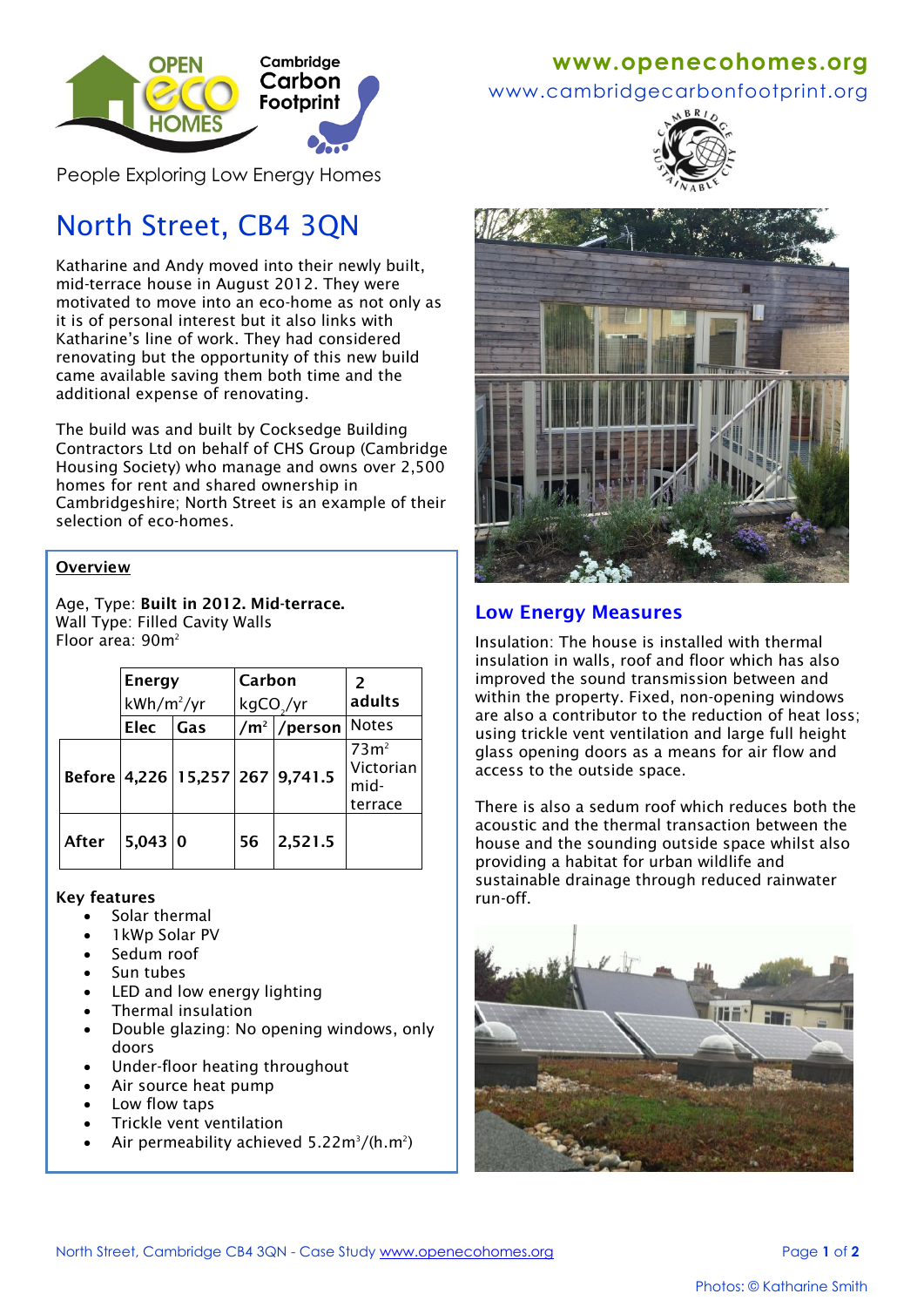OPEN eco HOMES — Cambridge Carbon Footprint

People Exploring Low Energy Homes

www.openecohomes.org
www.cambridgecarbonfootprint.org

# North Street, CB4 3QN

Katharine and Andy moved into their newly built, mid-terrace house in August 2012. They were motivated to move into an eco-home as not only as it is of personal interest but it also links with Katharine's line of work. They had considered renovating but the opportunity of this new build came available saving them both time and the additional expense of renovating.

The build was and built by Cocksedge Building Contractors Ltd on behalf of CHS Group (Cambridge Housing Society) who manage and owns over 2,500 homes for rent and shared ownership in Cambridgeshire; North Street is an example of their selection of eco-homes.

## Overview

Age, Type: **Built in 2012. Mid-terrace.**
Wall Type: Filled Cavity Walls
Floor area: 90m$^2$

| | Energy kWh/m$^2$/yr | | Carbon kg$CO_2$/yr | | 2 adults |
|---|---|---|---|---|---|
| | Elec | Gas | /m$^2$ | /person | Notes |
| **Before** | **4,226** | **15,257** | **267** | **9,741.5** | 73m$^2$ Victorian mid-terrace |
| **After** | **5,043** | **0** | **56** | **2,521.5** | |

**Key features**

- Solar thermal
- 1kWp Solar PV
- Sedum roof
- Sun tubes
- LED and low energy lighting
- Thermal insulation
- Double glazing: No opening windows, only doors
- Under-floor heating throughout
- Air source heat pump
- Low flow taps
- Trickle vent ventilation
- Air permeability achieved 5.22m$^3$/(h.m$^2$)

## Low Energy Measures

Insulation: The house is installed with thermal insulation in walls, roof and floor which has also improved the sound transmission between and within the property. Fixed, non-opening windows are also a contributor to the reduction of heat loss; using trickle vent ventilation and large full height glass opening doors as a means for air flow and access to the outside space.

There is also a sedum roof which reduces both the acoustic and the thermal transaction between the house and the sounding outside space whilst also providing a habitat for urban wildlife and sustainable drainage through reduced rainwater run-off.

Photos: © Katharine Smith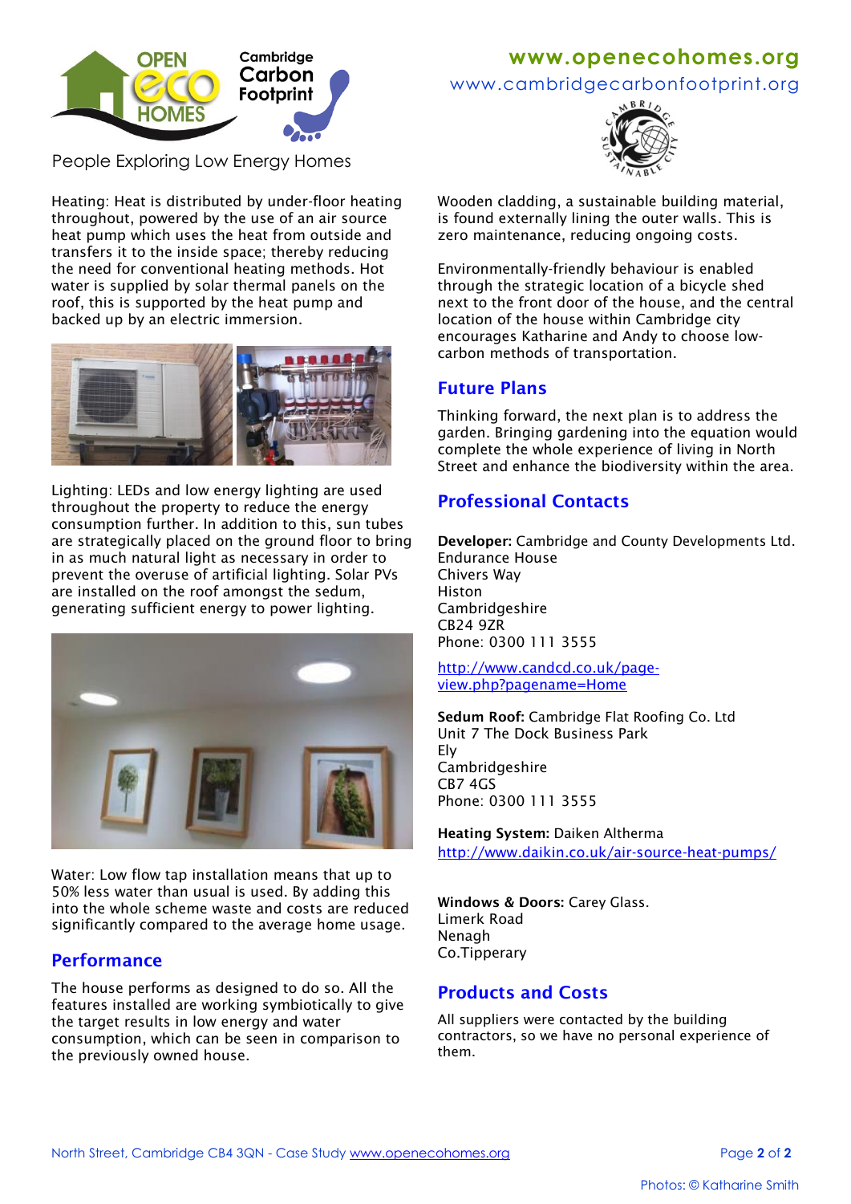People Exploring Low Energy Homes

www.openecohomes.org
www.cambridgecarbonfootprint.org

Heating: Heat is distributed by under-floor heating throughout, powered by the use of an air source heat pump which uses the heat from outside and transfers it to the inside space; thereby reducing the need for conventional heating methods. Hot water is supplied by solar thermal panels on the roof, this is supported by the heat pump and backed up by an electric immersion.

Lighting: LEDs and low energy lighting are used throughout the property to reduce the energy consumption further. In addition to this, sun tubes are strategically placed on the ground floor to bring in as much natural light as necessary in order to prevent the overuse of artificial lighting. Solar PVs are installed on the roof amongst the sedum, generating sufficient energy to power lighting.

Water: Low flow tap installation means that up to 50% less water than usual is used. By adding this into the whole scheme waste and costs are reduced significantly compared to the average home usage.

## Performance

The house performs as designed to do so. All the features installed are working symbiotically to give the target results in low energy and water consumption, which can be seen in comparison to the previously owned house.

Wooden cladding, a sustainable building material, is found externally lining the outer walls. This is zero maintenance, reducing ongoing costs.

Environmentally-friendly behaviour is enabled through the strategic location of a bicycle shed next to the front door of the house, and the central location of the house within Cambridge city encourages Katharine and Andy to choose low-carbon methods of transportation.

## Future Plans

Thinking forward, the next plan is to address the garden. Bringing gardening into the equation would complete the whole experience of living in North Street and enhance the biodiversity within the area.

## Professional Contacts

**Developer:** Cambridge and County Developments Ltd.
Endurance House
Chivers Way
Histon
Cambridgeshire
CB24 9ZR
Phone: 0300 111 3555

http://www.candcd.co.uk/page-view.php?pagename=Home

**Sedum Roof:** Cambridge Flat Roofing Co. Ltd
Unit 7 The Dock Business Park
Ely
Cambridgeshire
CB7 4GS
Phone: 0300 111 3555

**Heating System:** Daiken Altherma
http://www.daikin.co.uk/air-source-heat-pumps/

**Windows & Doors:** Carey Glass.
Limerk Road
Nenagh
Co.Tipperary

## Products and Costs

All suppliers were contacted by the building contractors, so we have no personal experience of them.

North Street, Cambridge CB4 3QN - Case Study www.openecohomes.org

Photos: © Katharine Smith